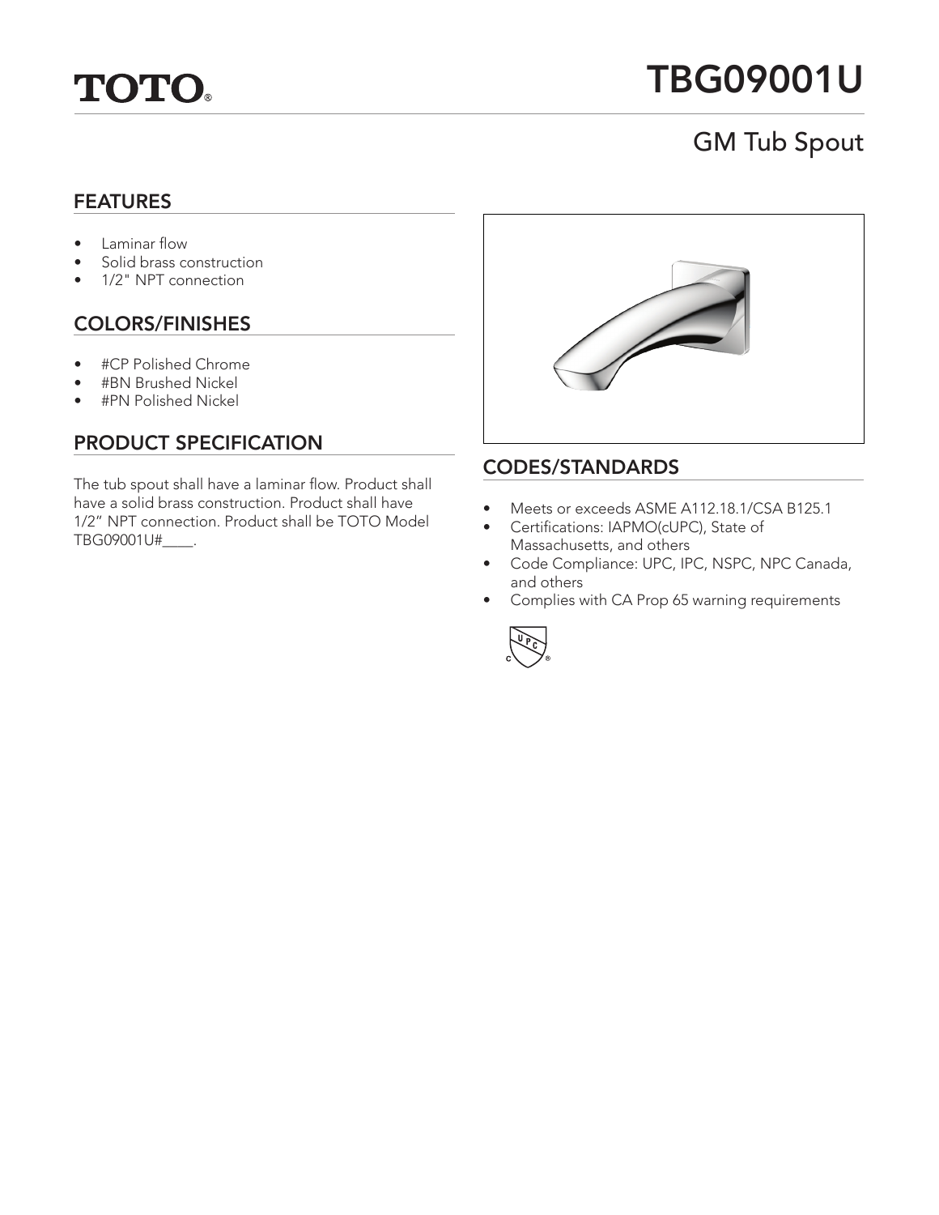# TOTO®

# TBG09001U

## GM Tub Spout

### FEATURES

- Laminar flow
- Solid brass construction
- 1/2" NPT connection

### COLORS/FINISHES

- #CP Polished Chrome
- #BN Brushed Nickel
- #PN Polished Nickel

### PRODUCT SPECIFICATION

The tub spout shall have a laminar flow. Product shall have a solid brass construction. Product shall have 1/2" NPT connection. Product shall be TOTO Model TBG09001U#____.

### CODES/STANDARDS

- Meets or exceeds ASME A112.18.1/CSA B125.1
- Certifications: IAPMO(cUPC), State of Massachusetts, and others
- Code Compliance: UPC, IPC, NSPC, NPC Canada, and others
- Complies with CA Prop 65 warning requirements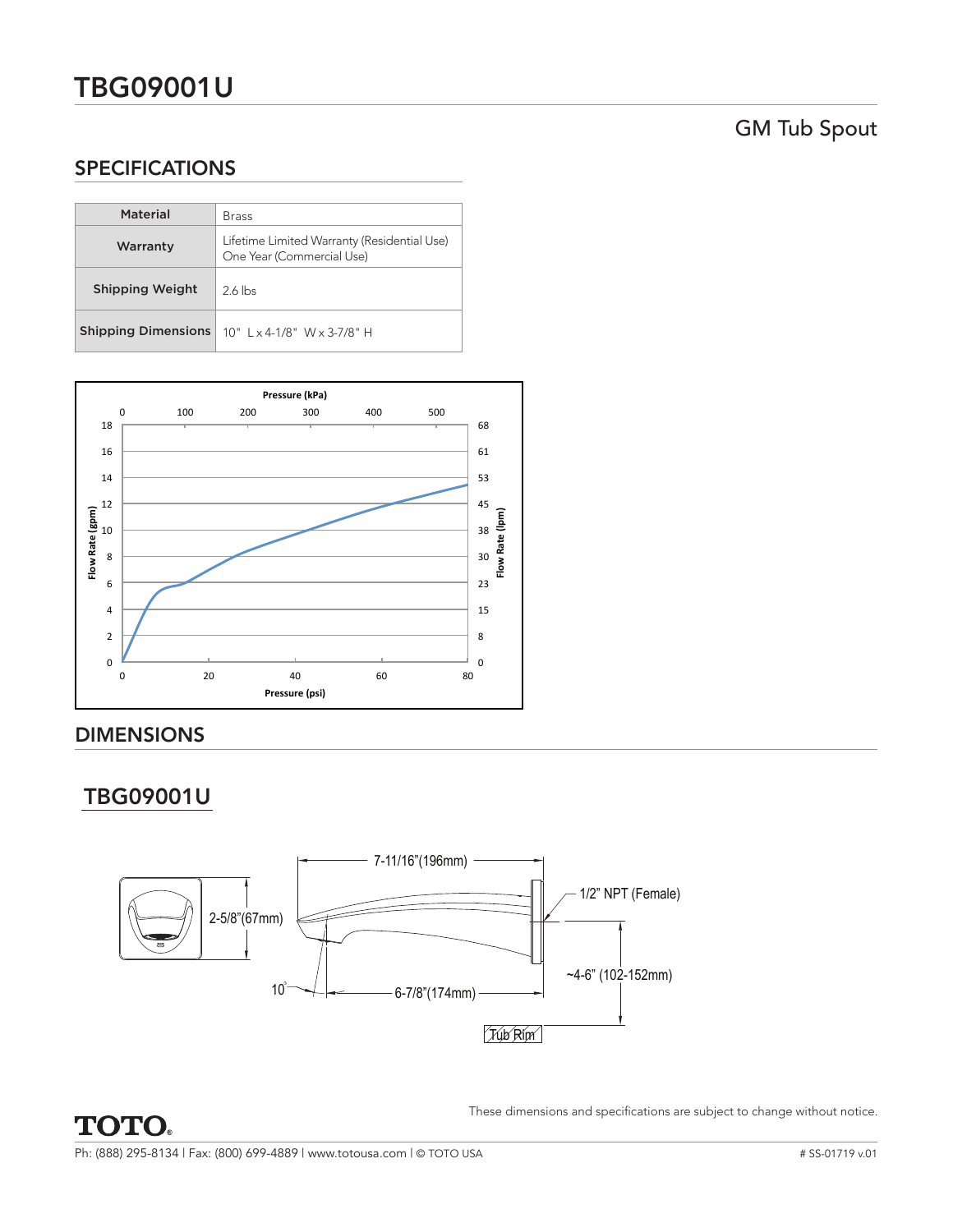# TBG09001U

GM Tub Spout

## SPECIFICATIONS

| | |
|---|---|
| **Material** | Brass |
| **Warranty** | Lifetime Limited Warranty (Residential Use)<br>One Year (Commercial Use) |
| **Shipping Weight** | 2.6 lbs |
| **Shipping Dimensions** | 10" L x 4-1/8" W x 3-7/8" H |

Pressure (kPa)

0 100 200 300 400 500

Flow Rate (gpm)

18 16 14 12 10 8 6 4 2 0

Flow Rate (lpm)

68 61 53 45 38 30 23 15 8 0

0 20 40 60 80

Pressure (psi)

## DIMENSIONS

### TBG09001U

7-11/16"(196mm)

1/2" NPT (Female)

2-5/8"(67mm)

~4-6" (102-152mm)

10°

6-7/8"(174mm)

Tub Rim

These dimensions and specifications are subject to change without notice.

TOTO®

Ph: (888) 295-8134 | Fax: (800) 699-4889 | www.totousa.com | © TOTO USA

# SS-01719 v.01